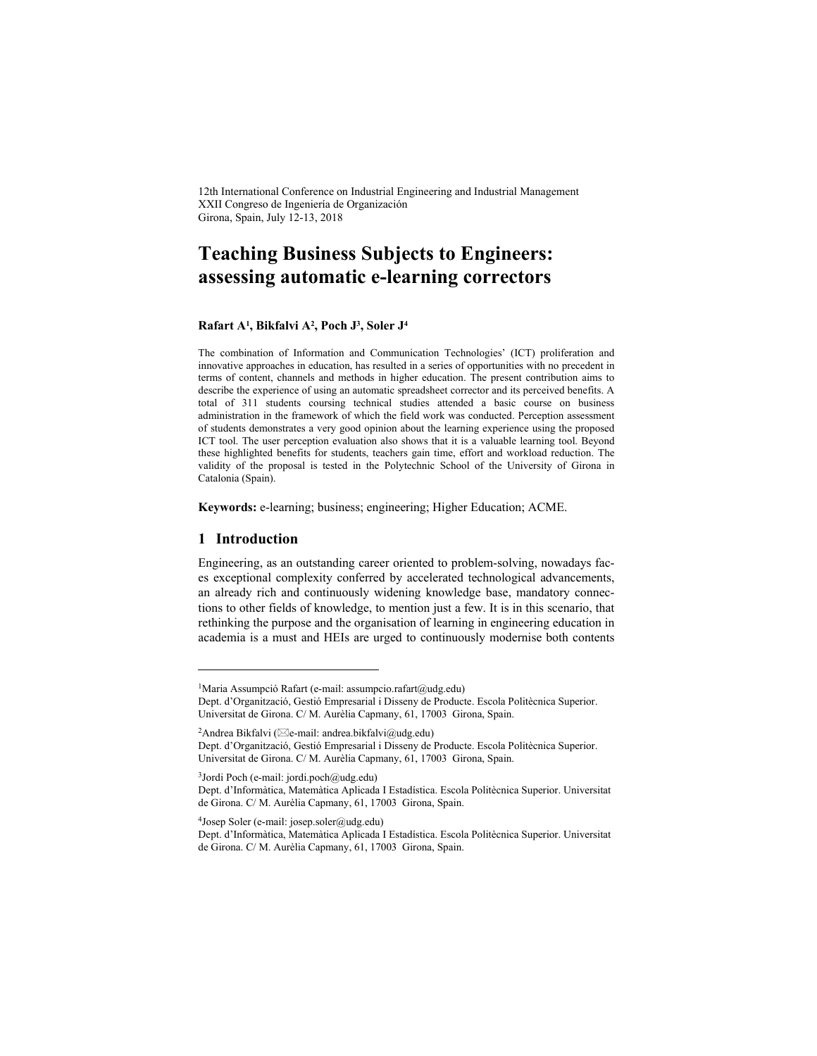12th International Conference on Industrial Engineering and Industrial Management
XXII Congreso de Ingeniería de Organización
Girona, Spain, July 12-13, 2018

# Teaching Business Subjects to Engineers: assessing automatic e-learning correctors

**Rafart A[1], Bikfalvi A[2], Poch J[3], Soler J[4]**

The combination of Information and Communication Technologies' (ICT) proliferation and innovative approaches in education, has resulted in a series of opportunities with no precedent in terms of content, channels and methods in higher education. The present contribution aims to describe the experience of using an automatic spreadsheet corrector and its perceived benefits. A total of 311 students coursing technical studies attended a basic course on business administration in the framework of which the field work was conducted. Perception assessment of students demonstrates a very good opinion about the learning experience using the proposed ICT tool. The user perception evaluation also shows that it is a valuable learning tool. Beyond these highlighted benefits for students, teachers gain time, effort and workload reduction. The validity of the proposal is tested in the Polytechnic School of the University of Girona in Catalonia (Spain).

**Keywords:** e-learning; business; engineering; Higher Education; ACME.

## 1 Introduction

Engineering, as an outstanding career oriented to problem-solving, nowadays faces exceptional complexity conferred by accelerated technological advancements, an already rich and continuously widening knowledge base, mandatory connections to other fields of knowledge, to mention just a few. It is in this scenario, that rethinking the purpose and the organisation of learning in engineering education in academia is a must and HEIs are urged to continuously modernise both contents

---

[1] Maria Assumpció Rafart (e-mail: assumpcio.rafart@udg.edu)
Dept. d'Organització, Gestió Empresarial i Disseny de Producte. Escola Politècnica Superior. Universitat de Girona. C/ M. Aurèlia Capmany, 61, 17003 Girona, Spain.

[2] Andrea Bikfalvi (✉e-mail: andrea.bikfalvi@udg.edu)
Dept. d'Organització, Gestió Empresarial i Disseny de Producte. Escola Politècnica Superior. Universitat de Girona. C/ M. Aurèlia Capmany, 61, 17003 Girona, Spain.

[3] Jordi Poch (e-mail: jordi.poch@udg.edu)
Dept. d'Informàtica, Matemàtica Aplicada I Estadística. Escola Politècnica Superior. Universitat de Girona. C/ M. Aurèlia Capmany, 61, 17003 Girona, Spain.

[4] Josep Soler (e-mail: josep.soler@udg.edu)
Dept. d'Informàtica, Matemàtica Aplicada I Estadística. Escola Politècnica Superior. Universitat de Girona. C/ M. Aurèlia Capmany, 61, 17003 Girona, Spain.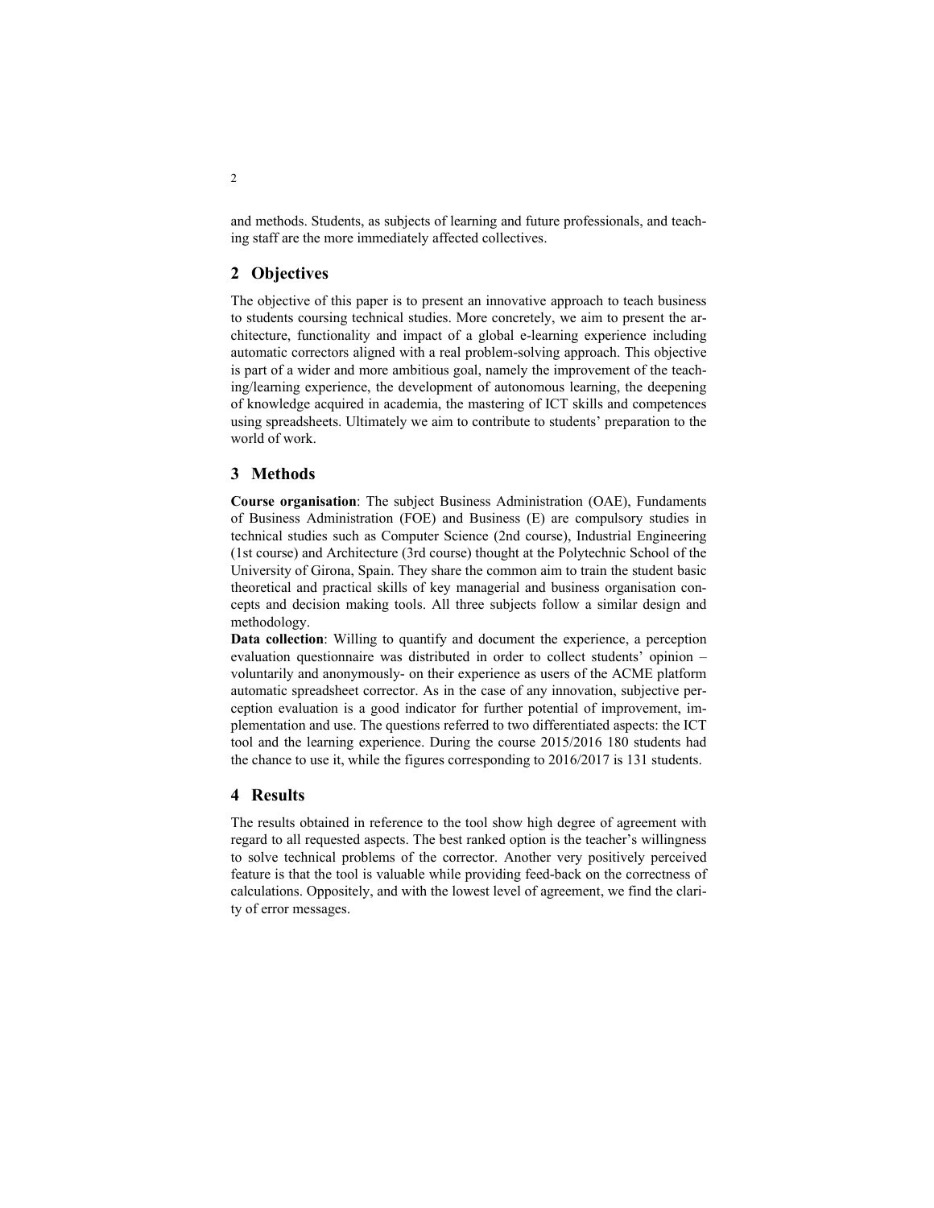and methods. Students, as subjects of learning and future professionals, and teaching staff are the more immediately affected collectives.

## 2 Objectives

The objective of this paper is to present an innovative approach to teach business to students coursing technical studies. More concretely, we aim to present the architecture, functionality and impact of a global e-learning experience including automatic correctors aligned with a real problem-solving approach. This objective is part of a wider and more ambitious goal, namely the improvement of the teaching/learning experience, the development of autonomous learning, the deepening of knowledge acquired in academia, the mastering of ICT skills and competences using spreadsheets. Ultimately we aim to contribute to students' preparation to the world of work.

## 3 Methods

**Course organisation**: The subject Business Administration (OAE), Fundaments of Business Administration (FOE) and Business (E) are compulsory studies in technical studies such as Computer Science (2nd course), Industrial Engineering (1st course) and Architecture (3rd course) thought at the Polytechnic School of the University of Girona, Spain. They share the common aim to train the student basic theoretical and practical skills of key managerial and business organisation concepts and decision making tools. All three subjects follow a similar design and methodology.

**Data collection**: Willing to quantify and document the experience, a perception evaluation questionnaire was distributed in order to collect students' opinion – voluntarily and anonymously- on their experience as users of the ACME platform automatic spreadsheet corrector. As in the case of any innovation, subjective perception evaluation is a good indicator for further potential of improvement, implementation and use. The questions referred to two differentiated aspects: the ICT tool and the learning experience. During the course 2015/2016 180 students had the chance to use it, while the figures corresponding to 2016/2017 is 131 students.

## 4 Results

The results obtained in reference to the tool show high degree of agreement with regard to all requested aspects. The best ranked option is the teacher's willingness to solve technical problems of the corrector. Another very positively perceived feature is that the tool is valuable while providing feed-back on the correctness of calculations. Oppositely, and with the lowest level of agreement, we find the clarity of error messages.